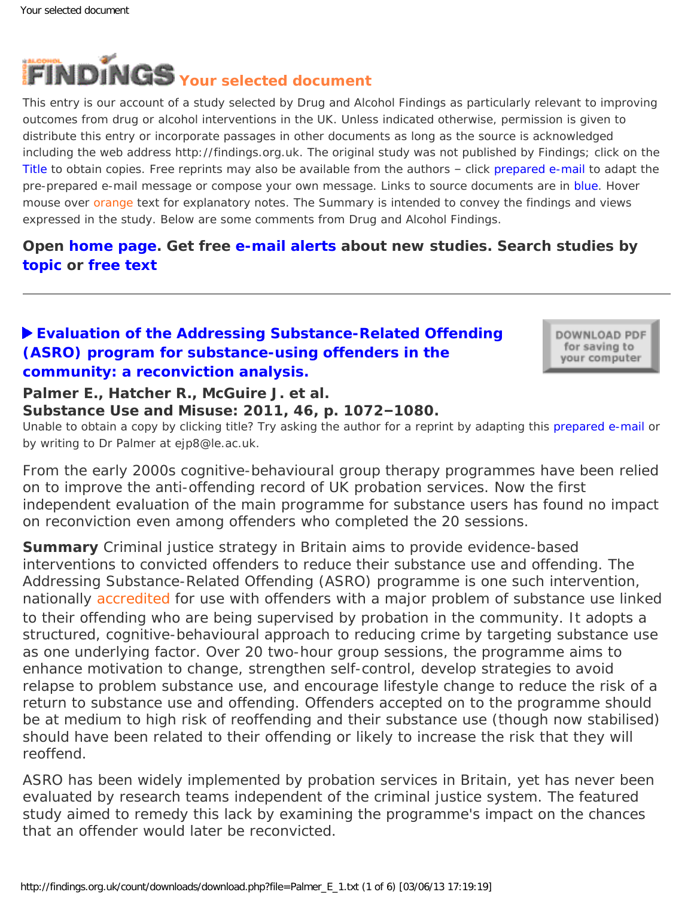# FINDINGS Your selected document

This entry is our account of a study selected by Drug and Alcohol Findings as particularly relevant to improving outcomes from drug or alcohol interventions in the UK. Unless indicated otherwise, permission is given to distribute this entry or incorporate passages in other documents as long as the source is acknowledged including the web address http://findings.org.uk. The original study was not published by Findings; click on the Title to obtain copies. Free reprints may also be available from the authors – click prepared e-mail to adapt the pre-prepared e-mail message or compose your own message. Links to source documents are in blue. Hover mouse over orange text for explanatory notes. The Summary is intended to convey the findings and views expressed in the study. Below are some comments from Drug and Alcohol Findings.

**Open home page. Get free e-mail alerts about new studies. Search studies by topic or free text**

---

## ▶ Evaluation of the Addressing Substance-Related Offending (ASRO) program for substance-using offenders in the community: a reconviction analysis.

DOWNLOAD PDF for saving to your computer

**Palmer E., Hatcher R., McGuire J. et al.**
**Substance Use and Misuse: 2011, 46, p. 1072–1080.**

Unable to obtain a copy by clicking title? Try asking the author for a reprint by adapting this prepared e-mail or by writing to Dr Palmer at ejp8@le.ac.uk.

From the early 2000s cognitive-behavioural group therapy programmes have been relied on to improve the anti-offending record of UK probation services. Now the first independent evaluation of the main programme for substance users has found no impact on reconviction even among offenders who completed the 20 sessions.

**Summary** Criminal justice strategy in Britain aims to provide evidence-based interventions to convicted offenders to reduce their substance use and offending. The Addressing Substance-Related Offending (ASRO) programme is one such intervention, nationally accredited for use with offenders with a major problem of substance use linked to their offending who are being supervised by probation in the community. It adopts a structured, cognitive-behavioural approach to reducing crime by targeting substance use as one underlying factor. Over 20 two-hour group sessions, the programme aims to enhance motivation to change, strengthen self-control, develop strategies to avoid relapse to problem substance use, and encourage lifestyle change to reduce the risk of a return to substance use and offending. Offenders accepted on to the programme should be at medium to high risk of reoffending and their substance use (though now stabilised) should have been related to their offending or likely to increase the risk that they will reoffend.

ASRO has been widely implemented by probation services in Britain, yet has never been evaluated by research teams independent of the criminal justice system. The featured study aimed to remedy this lack by examining the programme's impact on the chances that an offender would later be reconvicted.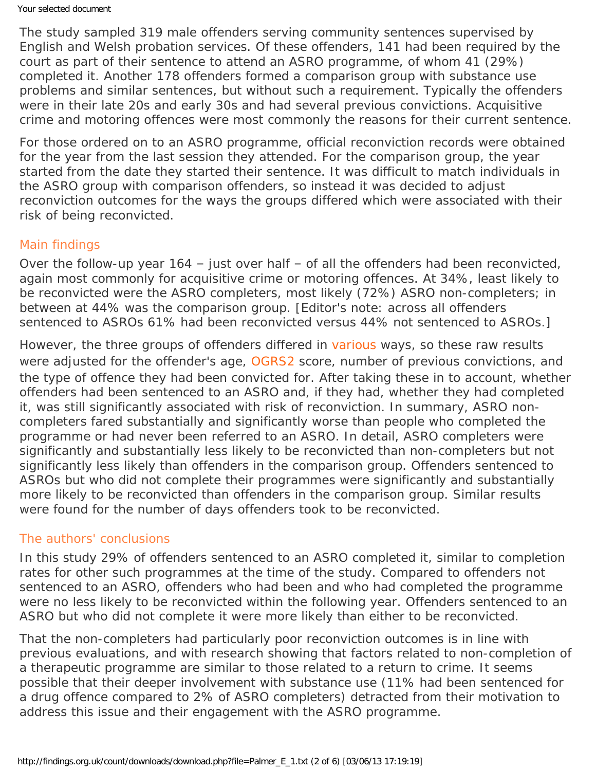The study sampled 319 male offenders serving community sentences supervised by English and Welsh probation services. Of these offenders, 141 had been required by the court as part of their sentence to attend an ASRO programme, of whom 41 (29%) completed it. Another 178 offenders formed a comparison group with substance use problems and similar sentences, but without such a requirement. Typically the offenders were in their late 20s and early 30s and had several previous convictions. Acquisitive crime and motoring offences were most commonly the reasons for their current sentence.

For those ordered on to an ASRO programme, official reconviction records were obtained for the year from the last session they attended. For the comparison group, the year started from the date they started their sentence. It was difficult to match individuals in the ASRO group with comparison offenders, so instead it was decided to adjust reconviction outcomes for the ways the groups differed which were associated with their risk of being reconvicted.

## Main findings

Over the follow-up year 164 – just over half – of all the offenders had been reconvicted, again most commonly for acquisitive crime or motoring offences. At 34%, least likely to be reconvicted were the ASRO completers, most likely (72%) ASRO non-completers; in between at 44% was the comparison group. [Editor's note: across all offenders sentenced to ASROs 61% had been reconvicted versus 44% not sentenced to ASROs.]

However, the three groups of offenders differed in various ways, so these raw results were adjusted for the offender's age, OGRS2 score, number of previous convictions, and the type of offence they had been convicted for. After taking these in to account, whether offenders had been sentenced to an ASRO and, if they had, whether they had completed it, was still significantly associated with risk of reconviction. In summary, ASRO non-completers fared substantially and significantly worse than people who completed the programme or had never been referred to an ASRO. In detail, ASRO completers were significantly and substantially less likely to be reconvicted than non-completers but not significantly less likely than offenders in the comparison group. Offenders sentenced to ASROs but who did not complete their programmes were significantly and substantially more likely to be reconvicted than offenders in the comparison group. Similar results were found for the number of days offenders took to be reconvicted.

## The authors' conclusions

In this study 29% of offenders sentenced to an ASRO completed it, similar to completion rates for other such programmes at the time of the study. Compared to offenders not sentenced to an ASRO, offenders who had been and who had completed the programme were no less likely to be reconvicted within the following year. Offenders sentenced to an ASRO but who did not complete it were more likely than either to be reconvicted.

That the non-completers had particularly poor reconviction outcomes is in line with previous evaluations, and with research showing that factors related to non-completion of a therapeutic programme are similar to those related to a return to crime. It seems possible that their deeper involvement with substance use (11% had been sentenced for a drug offence compared to 2% of ASRO completers) detracted from their motivation to address this issue and their engagement with the ASRO programme.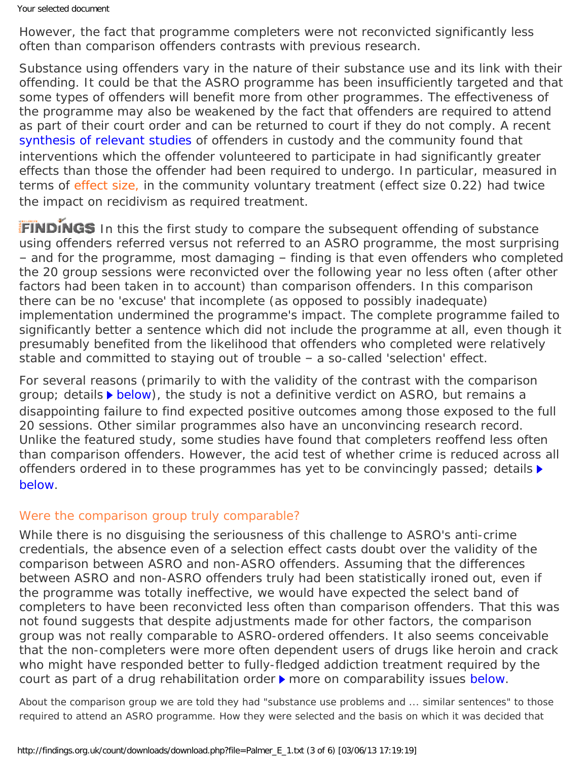However, the fact that programme completers were not reconvicted significantly less often than comparison offenders contrasts with previous research.

Substance using offenders vary in the nature of their substance use and its link with their offending. It could be that the ASRO programme has been insufficiently targeted and that some types of offenders will benefit more from other programmes. The effectiveness of the programme may also be weakened by the fact that offenders are required to attend as part of their court order and can be returned to court if they do not comply. A recent synthesis of relevant studies of offenders in custody and the community found that interventions which the offender volunteered to participate in had significantly greater effects than those the offender had been required to undergo. In particular, measured in terms of effect size, in the community voluntary treatment (effect size 0.22) had twice the impact on recidivism as required treatment.

**FINDINGS** In this the first study to compare the subsequent offending of substance using offenders referred versus not referred to an ASRO programme, the most surprising – and for the programme, most damaging – finding is that even offenders who completed the 20 group sessions were reconvicted over the following year no less often (after other factors had been taken in to account) than comparison offenders. In this comparison there can be no 'excuse' that incomplete (as opposed to possibly inadequate) implementation undermined the programme's impact. The complete programme failed to significantly better a sentence which did not include the programme at all, even though it presumably benefited from the likelihood that offenders who completed were relatively stable and committed to staying out of trouble – a so-called 'selection' effect.

For several reasons (primarily to with the validity of the contrast with the comparison group; details ▶ below), the study is not a definitive verdict on ASRO, but remains a disappointing failure to find expected positive outcomes among those exposed to the full 20 sessions. Other similar programmes also have an unconvincing research record. Unlike the featured study, some studies have found that completers reoffend less often than comparison offenders. However, the acid test of whether crime is reduced across all offenders ordered in to these programmes has yet to be convincingly passed; details ▶ below.

### Were the comparison group truly comparable?

While there is no disguising the seriousness of this challenge to ASRO's anti-crime credentials, the absence even of a selection effect casts doubt over the validity of the comparison between ASRO and non-ASRO offenders. Assuming that the differences between ASRO and non-ASRO offenders truly had been statistically ironed out, even if the programme was totally ineffective, we would have expected the select band of completers to have been reconvicted less often than comparison offenders. That this was not found suggests that despite adjustments made for other factors, the comparison group was not really comparable to ASRO-ordered offenders. It also seems conceivable that the non-completers were more often dependent users of drugs like heroin and crack who might have responded better to fully-fledged addiction treatment required by the court as part of a drug rehabilitation order ▶ more on comparability issues below.

About the comparison group we are told they had "substance use problems and ... similar sentences" to those required to attend an ASRO programme. How they were selected and the basis on which it was decided that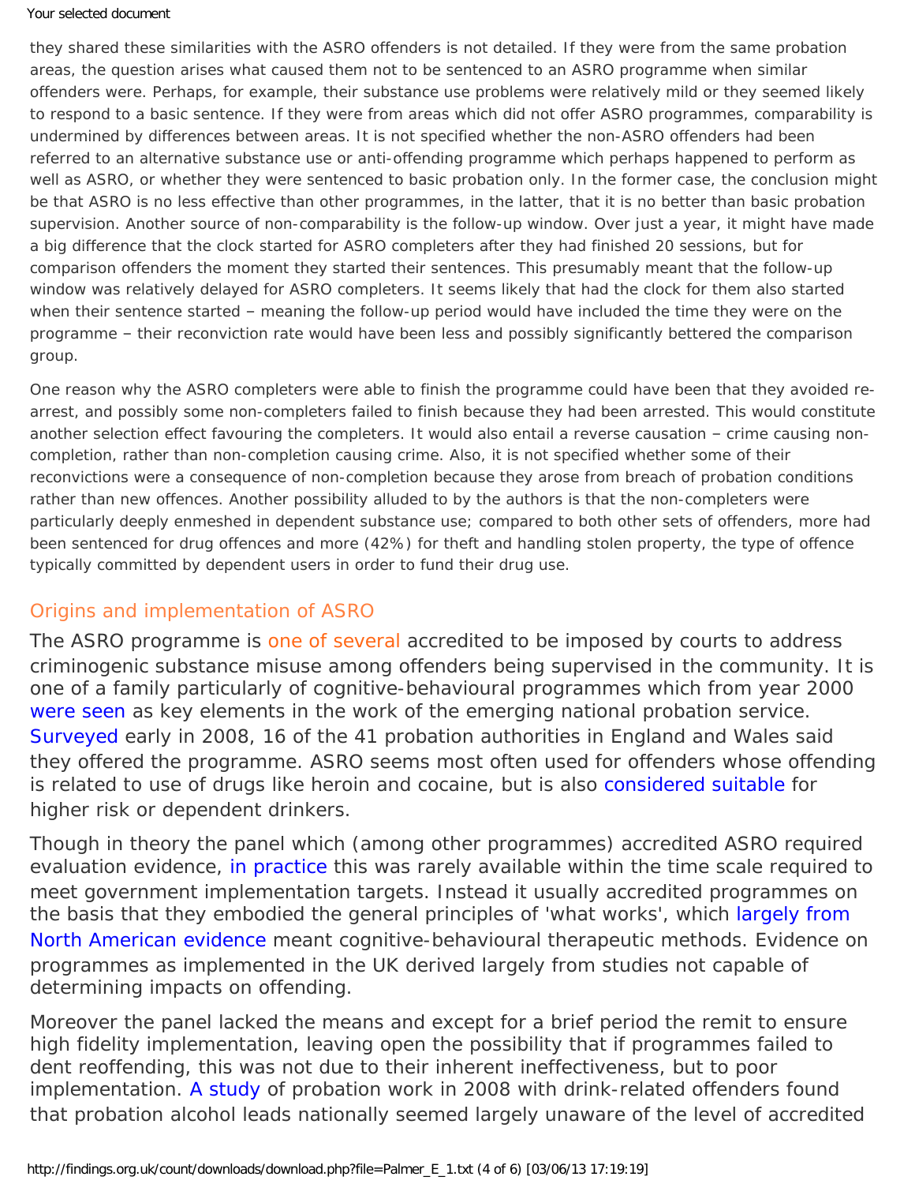they shared these similarities with the ASRO offenders is not detailed. If they were from the same probation areas, the question arises what caused them not to be sentenced to an ASRO programme when similar offenders were. Perhaps, for example, their substance use problems were relatively mild or they seemed likely to respond to a basic sentence. If they were from areas which did not offer ASRO programmes, comparability is undermined by differences between areas. It is not specified whether the non-ASRO offenders had been referred to an alternative substance use or anti-offending programme which perhaps happened to perform as well as ASRO, or whether they were sentenced to basic probation only. In the former case, the conclusion might be that ASRO is no less effective than other programmes, in the latter, that it is no better than basic probation supervision. Another source of non-comparability is the follow-up window. Over just a year, it might have made a big difference that the clock started for ASRO completers after they had finished 20 sessions, but for comparison offenders the moment they started their sentences. This presumably meant that the follow-up window was relatively delayed for ASRO completers. It seems likely that had the clock for them also started when their sentence started – meaning the follow-up period would have included the time they were on the programme – their reconviction rate would have been less and possibly significantly bettered the comparison group.

One reason why the ASRO completers were able to finish the programme could have been that they avoided re-arrest, and possibly some non-completers failed to finish because they had been arrested. This would constitute another selection effect favouring the completers. It would also entail a reverse causation – crime causing non-completion, rather than non-completion causing crime. Also, it is not specified whether some of their reconvictions were a consequence of non-completion because they arose from breach of probation conditions rather than new offences. Another possibility alluded to by the authors is that the non-completers were particularly deeply enmeshed in dependent substance use; compared to both other sets of offenders, more had been sentenced for drug offences and more (42%) for theft and handling stolen property, the type of offence typically committed by dependent users in order to fund their drug use.

## Origins and implementation of ASRO

The ASRO programme is one of several accredited to be imposed by courts to address criminogenic substance misuse among offenders being supervised in the community. It is one of a family particularly of cognitive-behavioural programmes which from year 2000 were seen as key elements in the work of the emerging national probation service. Surveyed early in 2008, 16 of the 41 probation authorities in England and Wales said they offered the programme. ASRO seems most often used for offenders whose offending is related to use of drugs like heroin and cocaine, but is also considered suitable for higher risk or dependent drinkers.

Though in theory the panel which (among other programmes) accredited ASRO required evaluation evidence, in practice this was rarely available within the time scale required to meet government implementation targets. Instead it usually accredited programmes on the basis that they embodied the general principles of 'what works', which largely from North American evidence meant cognitive-behavioural therapeutic methods. Evidence on programmes as implemented in the UK derived largely from studies not capable of determining impacts on offending.

Moreover the panel lacked the means and except for a brief period the remit to ensure high fidelity implementation, leaving open the possibility that if programmes failed to dent reoffending, this was not due to their inherent ineffectiveness, but to poor implementation. A study of probation work in 2008 with drink-related offenders found that probation alcohol leads nationally seemed largely unaware of the level of accredited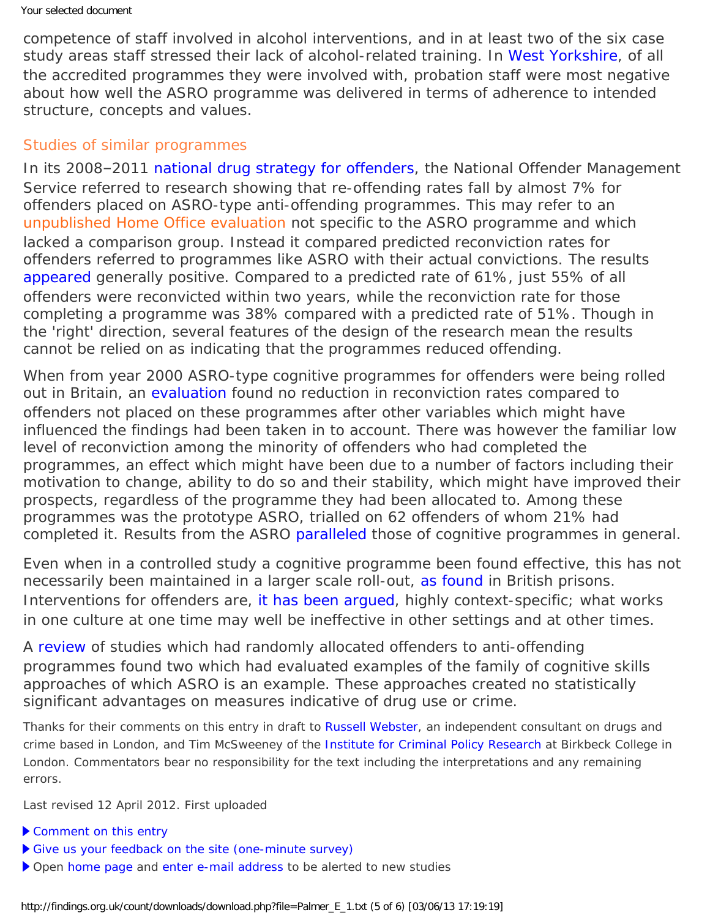competence of staff involved in alcohol interventions, and in at least two of the six case study areas staff stressed their lack of alcohol-related training. In West Yorkshire, of all the accredited programmes they were involved with, probation staff were most negative about how well the ASRO programme was delivered in terms of adherence to intended structure, concepts and values.

## Studies of similar programmes

In its 2008–2011 national drug strategy for offenders, the National Offender Management Service referred to research showing that re-offending rates fall by almost 7% for offenders placed on ASRO-type anti-offending programmes. This may refer to an unpublished Home Office evaluation not specific to the ASRO programme and which lacked a comparison group. Instead it compared predicted reconviction rates for offenders referred to programmes like ASRO with their actual convictions. The results appeared generally positive. Compared to a predicted rate of 61%, just 55% of all offenders were reconvicted within two years, while the reconviction rate for those completing a programme was 38% compared with a predicted rate of 51%. Though in the 'right' direction, several features of the design of the research mean the results cannot be relied on as indicating that the programmes reduced offending.

When from year 2000 ASRO-type cognitive programmes for offenders were being rolled out in Britain, an evaluation found no reduction in reconviction rates compared to offenders not placed on these programmes after other variables which might have influenced the findings had been taken in to account. There was however the familiar low level of reconviction among the minority of offenders who had completed the programmes, an effect which might have been due to a number of factors including their motivation to change, ability to do so and their stability, which might have improved their prospects, regardless of the programme they had been allocated to. Among these programmes was the prototype ASRO, trialled on 62 offenders of whom 21% had completed it. Results from the ASRO paralleled those of cognitive programmes in general.

Even when in a controlled study a cognitive programme been found effective, this has not necessarily been maintained in a larger scale roll-out, as found in British prisons. Interventions for offenders are, it has been argued, highly context-specific; what works in one culture at one time may well be ineffective in other settings and at other times.

A review of studies which had randomly allocated offenders to anti-offending programmes found two which had evaluated examples of the family of cognitive skills approaches of which ASRO is an example. These approaches created no statistically significant advantages on measures indicative of drug use or crime.

Thanks for their comments on this entry in draft to Russell Webster, an independent consultant on drugs and crime based in London, and Tim McSweeney of the Institute for Criminal Policy Research at Birkbeck College in London. Commentators bear no responsibility for the text including the interpretations and any remaining errors.

Last revised 12 April 2012. First uploaded

- Comment on this entry
- Give us your feedback on the site (one-minute survey)
- Open home page and enter e-mail address to be alerted to new studies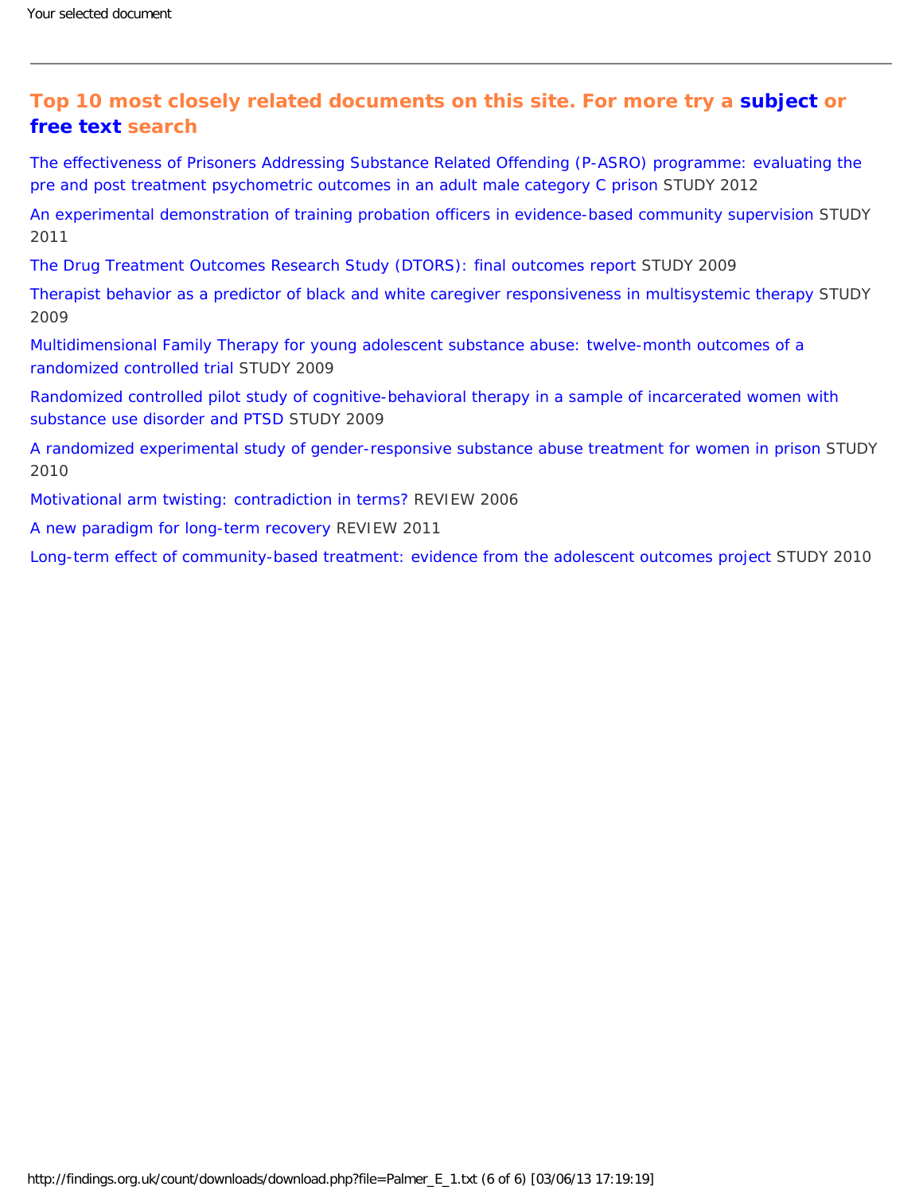## Top 10 most closely related documents on this site. For more try a subject or free text search

The effectiveness of Prisoners Addressing Substance Related Offending (P-ASRO) programme: evaluating the pre and post treatment psychometric outcomes in an adult male category C prison STUDY 2012

An experimental demonstration of training probation officers in evidence-based community supervision STUDY 2011

The Drug Treatment Outcomes Research Study (DTORS): final outcomes report STUDY 2009

Therapist behavior as a predictor of black and white caregiver responsiveness in multisystemic therapy STUDY 2009

Multidimensional Family Therapy for young adolescent substance abuse: twelve-month outcomes of a randomized controlled trial STUDY 2009

Randomized controlled pilot study of cognitive-behavioral therapy in a sample of incarcerated women with substance use disorder and PTSD STUDY 2009

A randomized experimental study of gender-responsive substance abuse treatment for women in prison STUDY 2010

Motivational arm twisting: contradiction in terms? REVIEW 2006

A new paradigm for long-term recovery REVIEW 2011

Long-term effect of community-based treatment: evidence from the adolescent outcomes project STUDY 2010